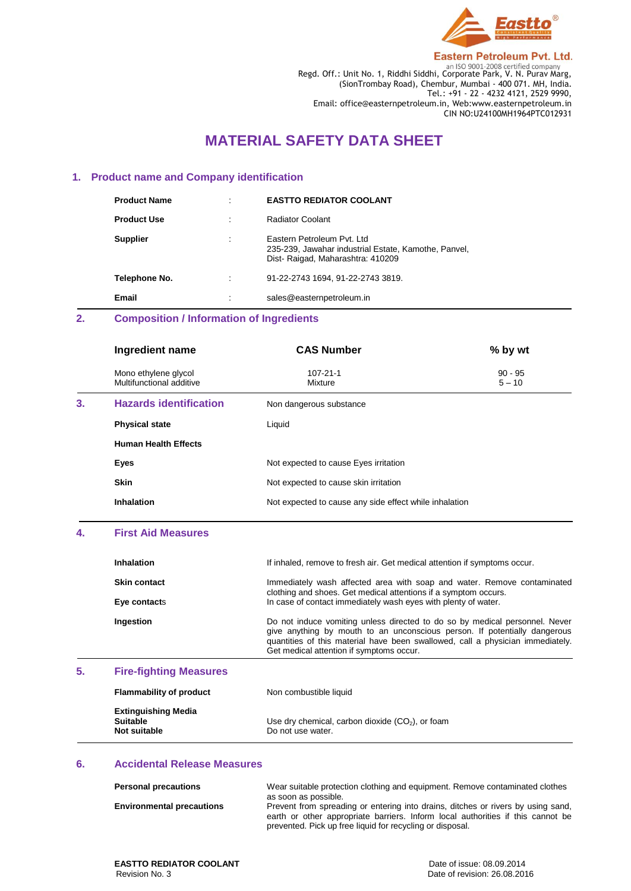Eastern Petroleum Pvt. Ltd.
an ISO 9001-2008 certified company
Regd. Off.: Unit No. 1, Riddhi Siddhi, Corporate Park, V. N. Purav Marg, (SionTrombay Road), Chembur, Mumbai - 400 071. MH, India.
Tel.: +91 - 22 - 4232 4121, 2529 9990,
Email: office@easternpetroleum.in, Web:www.easternpetroleum.in
CIN NO:U24100MH1964PTC012931

# MATERIAL SAFETY DATA SHEET

## 1. Product name and Company identification

| | | |
|---|---|---|
| **Product Name** | : | **EASTTO REDIATOR COOLANT** |
| **Product Use** | : | Radiator Coolant |
| **Supplier** | : | Eastern Petroleum Pvt. Ltd<br>235-239, Jawahar industrial Estate, Kamothe, Panvel, Dist- Raigad, Maharashtra: 410209 |
| **Telephone No.** | : | 91-22-2743 1694, 91-22-2743 3819. |
| **Email** | : | sales@easternpetroleum.in |

## 2. Composition / Information of Ingredients

| Ingredient name | CAS Number | % by wt |
|---|---|---|
| Mono ethylene glycol | 107-21-1 | 90 - 95 |
| Multifunctional additive | Mixture | 5 – 10 |

## 3. Hazards identification

Non dangerous substance

**Physical state** — Liquid

**Human Health Effects**

**Eyes** — Not expected to cause Eyes irritation

**Skin** — Not expected to cause skin irritation

**Inhalation** — Not expected to cause any side effect while inhalation

## 4. First Aid Measures

**Inhalation** — If inhaled, remove to fresh air. Get medical attention if symptoms occur.

**Skin contact** — Immediately wash affected area with soap and water. Remove contaminated clothing and shoes. Get medical attentions if a symptom occurs.

**Eye contacts** — In case of contact immediately wash eyes with plenty of water.

**Ingestion** — Do not induce vomiting unless directed to do so by medical personnel. Never give anything by mouth to an unconscious person. If potentially dangerous quantities of this material have been swallowed, call a physician immediately. Get medical attention if symptoms occur.

## 5. Fire-fighting Measures

**Flammability of product** — Non combustible liquid

**Extinguishing Media**

**Suitable** — Use dry chemical, carbon dioxide ($CO_2$), or foam

**Not suitable** — Do not use water.

## 6. Accidental Release Measures

**Personal precautions** — Wear suitable protection clothing and equipment. Remove contaminated clothes as soon as possible.

**Environmental precautions** — Prevent from spreading or entering into drains, ditches or rivers by using sand, earth or other appropriate barriers. Inform local authorities if this cannot be prevented. Pick up free liquid for recycling or disposal.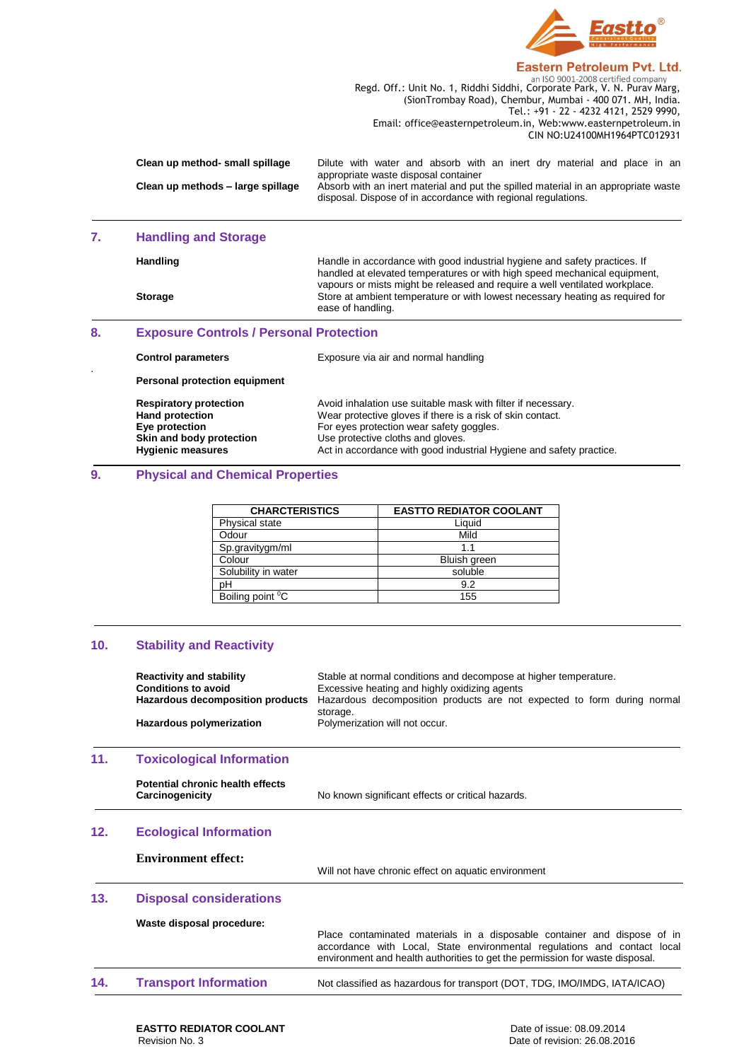Eastern Petroleum Pvt. Ltd.

an ISO 9001-2008 certified company

Regd. Off.: Unit No. 1, Riddhi Siddhi, Corporate Park, V. N. Purav Marg, (SionTrombay Road), Chembur, Mumbai - 400 071. MH, India.
Tel.: +91 - 22 - 4232 4121, 2529 9990,
Email: office@easternpetroleum.in, Web:www.easternpetroleum.in
CIN NO:U24100MH1964PTC012931

**Clean up method- small spillage** — Dilute with water and absorb with an inert dry material and place in an appropriate waste disposal container

**Clean up methods – large spillage** — Absorb with an inert material and put the spilled material in an appropriate waste disposal. Dispose of in accordance with regional regulations.

## 7. Handling and Storage

**Handling** — Handle in accordance with good industrial hygiene and safety practices. If handled at elevated temperatures or with high speed mechanical equipment, vapours or mists might be released and require a well ventilated workplace.

**Storage** — Store at ambient temperature or with lowest necessary heating as required for ease of handling.

## 8. Exposure Controls / Personal Protection

**Control parameters** — Exposure via air and normal handling

**Personal protection equipment**

**Respiratory protection** — Avoid inhalation use suitable mask with filter if necessary.
**Hand protection** — Wear protective gloves if there is a risk of skin contact.
**Eye protection** — For eyes protection wear safety goggles.
**Skin and body protection** — Use protective cloths and gloves.
**Hygienic measures** — Act in accordance with good industrial Hygiene and safety practice.

## 9. Physical and Chemical Properties

| CHARCTERISTICS | EASTTO REDIATOR COOLANT |
|---|---|
| Physical state | Liquid |
| Odour | Mild |
| Sp.gravitygm/ml | 1.1 |
| Colour | Bluish green |
| Solubility in water | soluble |
| pH | 9.2 |
| Boiling point $^{0}$C | 155 |

## 10. Stability and Reactivity

**Reactivity and stability** — Stable at normal conditions and decompose at higher temperature.
**Conditions to avoid** — Excessive heating and highly oxidizing agents
**Hazardous decomposition products** — Hazardous decomposition products are not expected to form during normal storage.
**Hazardous polymerization** — Polymerization will not occur.

## 11. Toxicological Information

**Potential chronic health effects**
**Carcinogenicity** — No known significant effects or critical hazards.

## 12. Ecological Information

**Environment effect:** — Will not have chronic effect on aquatic environment

## 13. Disposal considerations

**Waste disposal procedure:** — Place contaminated materials in a disposable container and dispose of in accordance with Local, State environmental regulations and contact local environment and health authorities to get the permission for waste disposal.

## 14. Transport Information

Not classified as hazardous for transport (DOT, TDG, IMO/IMDG, IATA/ICAO)

**EASTTO REDIATOR COOLANT**
Revision No. 3

Date of issue: 08.09.2014
Date of revision: 26.08.2016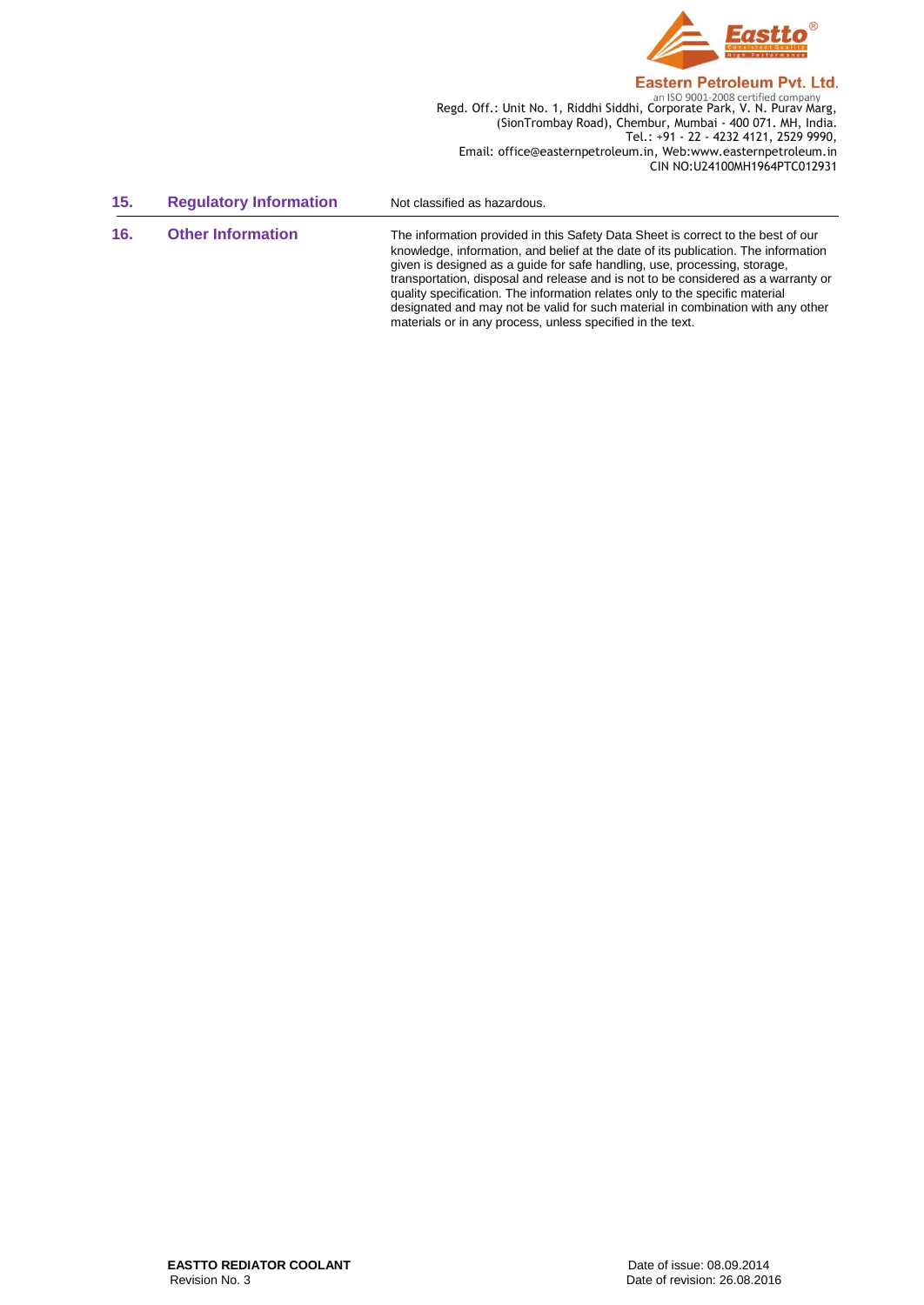## 15. Regulatory Information

Not classified as hazardous.

## 16. Other Information

The information provided in this Safety Data Sheet is correct to the best of our knowledge, information, and belief at the date of its publication. The information given is designed as a guide for safe handling, use, processing, storage, transportation, disposal and release and is not to be considered as a warranty or quality specification. The information relates only to the specific material designated and may not be valid for such material in combination with any other materials or in any process, unless specified in the text.